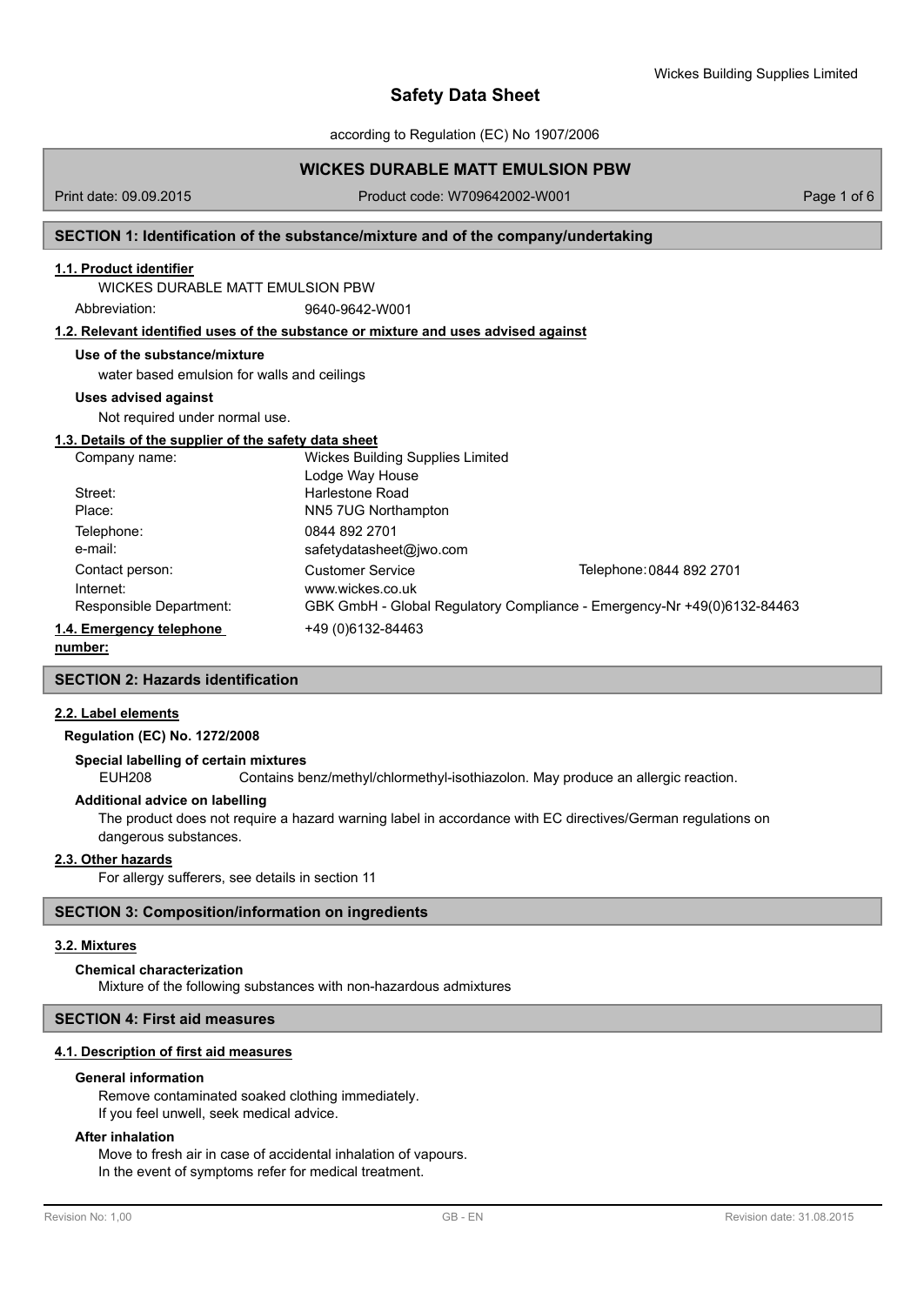# Safety Data Sheet

according to Regulation (EC) No 1907/2006

## WICKES DURABLE MATT EMULSION PBW

Print date: 09.09.2015 | Product code: W709642002-W001

## SECTION 1: Identification of the substance/mixture and of the company/undertaking

### 1.1. Product identifier

WICKES DURABLE MATT EMULSION PBW

Abbreviation: 9640-9642-W001

### 1.2. Relevant identified uses of the substance or mixture and uses advised against

**Use of the substance/mixture**

water based emulsion for walls and ceilings

**Uses advised against**

Not required under normal use.

### 1.3. Details of the supplier of the safety data sheet

| | | |
|---|---|---|
| Company name: | Wickes Building Supplies Limited<br>Lodge Way House | |
| Street: | Harlestone Road | |
| Place: | NN5 7UG Northampton | |
| Telephone: | 0844 892 2701 | |
| e-mail: | safetydatasheet@jwo.com | |
| Contact person: | Customer Service | Telephone: 0844 892 2701 |
| Internet: | www.wickes.co.uk | |
| Responsible Department: | GBK GmbH - Global Regulatory Compliance - Emergency-Nr +49(0)6132-84463 | |

### 1.4. Emergency telephone number:

+49 (0)6132-84463

## SECTION 2: Hazards identification

### 2.2. Label elements

**Regulation (EC) No. 1272/2008**

**Special labelling of certain mixtures**

EUH208 Contains benz/methyl/chlormethyl-isothiazolon. May produce an allergic reaction.

**Additional advice on labelling**

The product does not require a hazard warning label in accordance with EC directives/German regulations on dangerous substances.

### 2.3. Other hazards

For allergy sufferers, see details in section 11

## SECTION 3: Composition/information on ingredients

### 3.2. Mixtures

**Chemical characterization**

Mixture of the following substances with non-hazardous admixtures

## SECTION 4: First aid measures

### 4.1. Description of first aid measures

**General information**

Remove contaminated soaked clothing immediately.
If you feel unwell, seek medical advice.

**After inhalation**

Move to fresh air in case of accidental inhalation of vapours.
In the event of symptoms refer for medical treatment.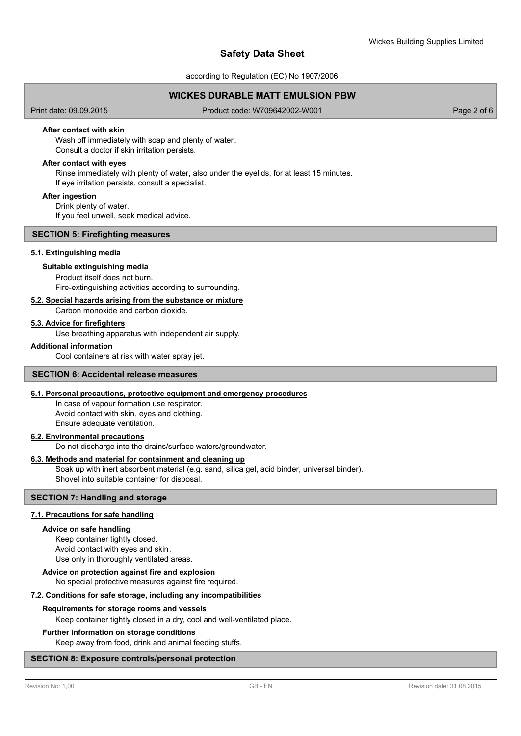#### After contact with skin

Wash off immediately with soap and plenty of water.
Consult a doctor if skin irritation persists.

#### After contact with eyes

Rinse immediately with plenty of water, also under the eyelids, for at least 15 minutes.
If eye irritation persists, consult a specialist.

#### After ingestion

Drink plenty of water.
If you feel unwell, seek medical advice.

## SECTION 5: Firefighting measures

### 5.1. Extinguishing media

#### Suitable extinguishing media

Product itself does not burn.
Fire-extinguishing activities according to surrounding.

### 5.2. Special hazards arising from the substance or mixture

Carbon monoxide and carbon dioxide.

### 5.3. Advice for firefighters

Use breathing apparatus with independent air supply.

#### Additional information

Cool containers at risk with water spray jet.

## SECTION 6: Accidental release measures

### 6.1. Personal precautions, protective equipment and emergency procedures

In case of vapour formation use respirator.
Avoid contact with skin, eyes and clothing.
Ensure adequate ventilation.

### 6.2. Environmental precautions

Do not discharge into the drains/surface waters/groundwater.

### 6.3. Methods and material for containment and cleaning up

Soak up with inert absorbent material (e.g. sand, silica gel, acid binder, universal binder).
Shovel into suitable container for disposal.

## SECTION 7: Handling and storage

### 7.1. Precautions for safe handling

#### Advice on safe handling

Keep container tightly closed.
Avoid contact with eyes and skin.
Use only in thoroughly ventilated areas.

#### Advice on protection against fire and explosion

No special protective measures against fire required.

### 7.2. Conditions for safe storage, including any incompatibilities

#### Requirements for storage rooms and vessels

Keep container tightly closed in a dry, cool and well-ventilated place.

#### Further information on storage conditions

Keep away from food, drink and animal feeding stuffs.

## SECTION 8: Exposure controls/personal protection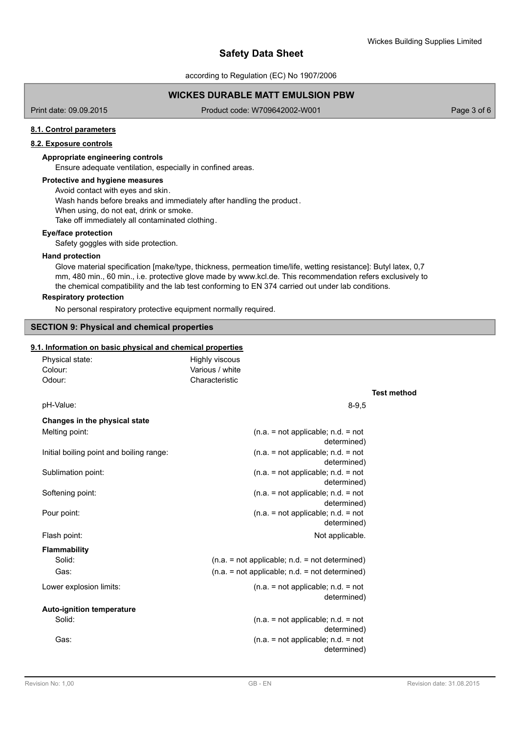#### 8.1. Control parameters

#### 8.2. Exposure controls

**Appropriate engineering controls**

Ensure adequate ventilation, especially in confined areas.

**Protective and hygiene measures**

Avoid contact with eyes and skin.
Wash hands before breaks and immediately after handling the product.
When using, do not eat, drink or smoke.
Take off immediately all contaminated clothing.

**Eye/face protection**

Safety goggles with side protection.

**Hand protection**

Glove material specification [make/type, thickness, permeation time/life, wetting resistance]: Butyl latex, 0,7 mm, 480 min., 60 min., i.e. protective glove made by www.kcl.de. This recommendation refers exclusively to the chemical compatibility and the lab test conforming to EN 374 carried out under lab conditions.

**Respiratory protection**

No personal respiratory protective equipment normally required.

## SECTION 9: Physical and chemical properties

#### 9.1. Information on basic physical and chemical properties

| | | |
|---|---|---|
| Physical state: | Highly viscous | |
| Colour: | Various / white | |
| Odour: | Characteristic | |
| | | **Test method** |
| pH-Value: | 8-9,5 | |
| **Changes in the physical state** | | |
| Melting point: | (n.a. = not applicable; n.d. = not determined) | |
| Initial boiling point and boiling range: | (n.a. = not applicable; n.d. = not determined) | |
| Sublimation point: | (n.a. = not applicable; n.d. = not determined) | |
| Softening point: | (n.a. = not applicable; n.d. = not determined) | |
| Pour point: | (n.a. = not applicable; n.d. = not determined) | |
| Flash point: | Not applicable. | |
| **Flammability** | | |
| Solid: | (n.a. = not applicable; n.d. = not determined) | |
| Gas: | (n.a. = not applicable; n.d. = not determined) | |
| Lower explosion limits: | (n.a. = not applicable; n.d. = not determined) | |
| **Auto-ignition temperature** | | |
| Solid: | (n.a. = not applicable; n.d. = not determined) | |
| Gas: | (n.a. = not applicable; n.d. = not determined) | |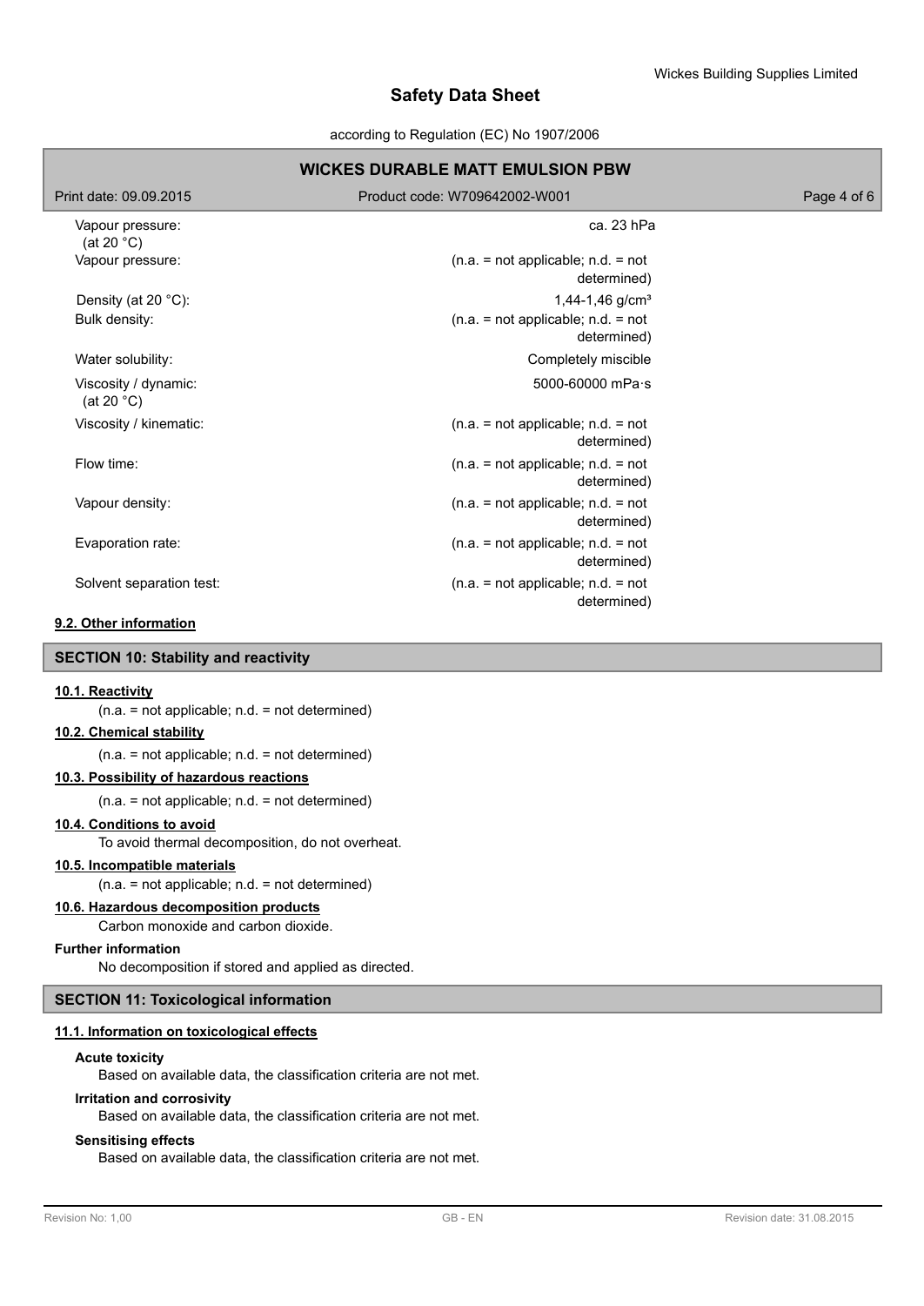| | |
|---|---|
| Vapour pressure: (at 20 °C) | ca. 23 hPa |
| Vapour pressure: | (n.a. = not applicable; n.d. = not determined) |
| Density (at 20 °C): | 1,44-1,46 g/cm³ |
| Bulk density: | (n.a. = not applicable; n.d. = not determined) |
| Water solubility: | Completely miscible |
| Viscosity / dynamic: (at 20 °C) | 5000-60000 mPa·s |
| Viscosity / kinematic: | (n.a. = not applicable; n.d. = not determined) |
| Flow time: | (n.a. = not applicable; n.d. = not determined) |
| Vapour density: | (n.a. = not applicable; n.d. = not determined) |
| Evaporation rate: | (n.a. = not applicable; n.d. = not determined) |
| Solvent separation test: | (n.a. = not applicable; n.d. = not determined) |

### 9.2. Other information

## SECTION 10: Stability and reactivity

### 10.1. Reactivity

(n.a. = not applicable; n.d. = not determined)

### 10.2. Chemical stability

(n.a. = not applicable; n.d. = not determined)

### 10.3. Possibility of hazardous reactions

(n.a. = not applicable; n.d. = not determined)

### 10.4. Conditions to avoid

To avoid thermal decomposition, do not overheat.

### 10.5. Incompatible materials

(n.a. = not applicable; n.d. = not determined)

### 10.6. Hazardous decomposition products

Carbon monoxide and carbon dioxide.

**Further information**

No decomposition if stored and applied as directed.

## SECTION 11: Toxicological information

### 11.1. Information on toxicological effects

**Acute toxicity**

Based on available data, the classification criteria are not met.

**Irritation and corrosivity**

Based on available data, the classification criteria are not met.

**Sensitising effects**

Based on available data, the classification criteria are not met.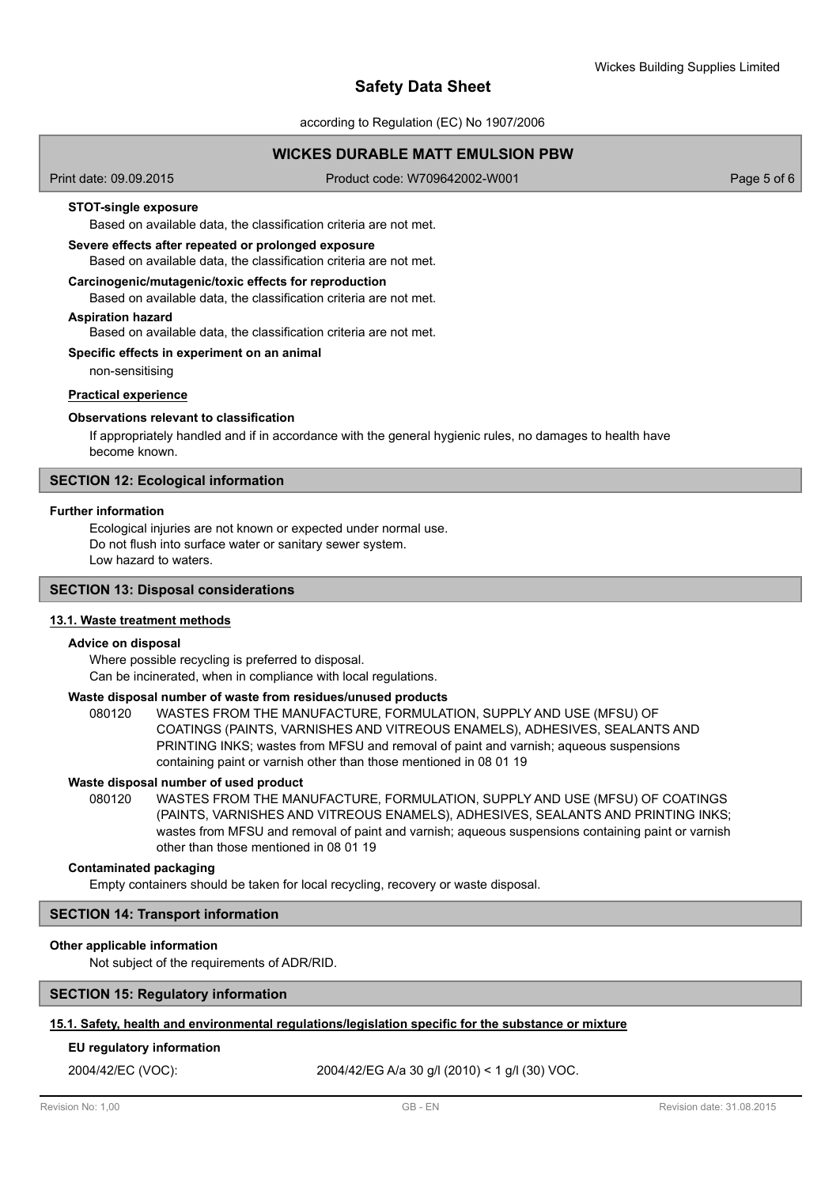**STOT-single exposure**

Based on available data, the classification criteria are not met.

**Severe effects after repeated or prolonged exposure**

Based on available data, the classification criteria are not met.

**Carcinogenic/mutagenic/toxic effects for reproduction**

Based on available data, the classification criteria are not met.

**Aspiration hazard**

Based on available data, the classification criteria are not met.

**Specific effects in experiment on an animal**

non-sensitising

**Practical experience**

**Observations relevant to classification**

If appropriately handled and if in accordance with the general hygienic rules, no damages to health have become known.

## SECTION 12: Ecological information

**Further information**

Ecological injuries are not known or expected under normal use.
Do not flush into surface water or sanitary sewer system.
Low hazard to waters.

## SECTION 13: Disposal considerations

### 13.1. Waste treatment methods

**Advice on disposal**

Where possible recycling is preferred to disposal.
Can be incinerated, when in compliance with local regulations.

**Waste disposal number of waste from residues/unused products**

080120 WASTES FROM THE MANUFACTURE, FORMULATION, SUPPLY AND USE (MFSU) OF COATINGS (PAINTS, VARNISHES AND VITREOUS ENAMELS), ADHESIVES, SEALANTS AND PRINTING INKS; wastes from MFSU and removal of paint and varnish; aqueous suspensions containing paint or varnish other than those mentioned in 08 01 19

**Waste disposal number of used product**

080120 WASTES FROM THE MANUFACTURE, FORMULATION, SUPPLY AND USE (MFSU) OF COATINGS (PAINTS, VARNISHES AND VITREOUS ENAMELS), ADHESIVES, SEALANTS AND PRINTING INKS; wastes from MFSU and removal of paint and varnish; aqueous suspensions containing paint or varnish other than those mentioned in 08 01 19

**Contaminated packaging**

Empty containers should be taken for local recycling, recovery or waste disposal.

## SECTION 14: Transport information

**Other applicable information**

Not subject of the requirements of ADR/RID.

## SECTION 15: Regulatory information

### 15.1. Safety, health and environmental regulations/legislation specific for the substance or mixture

**EU regulatory information**

2004/42/EC (VOC): 2004/42/EG A/a 30 g/l (2010) < 1 g/l (30) VOC.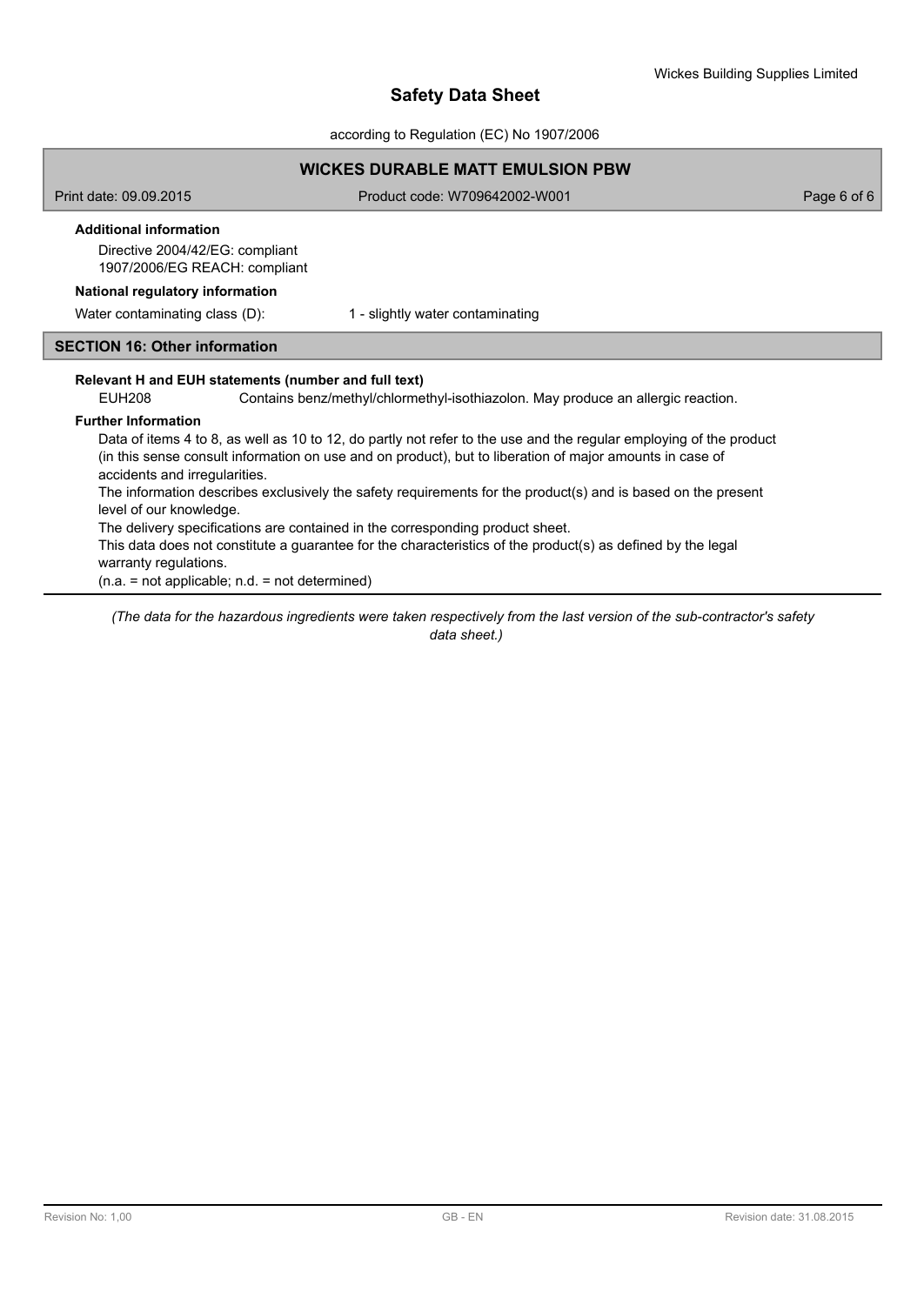**Additional information**

Directive 2004/42/EG: compliant
1907/2006/EG REACH: compliant

**National regulatory information**

Water contaminating class (D): 1 - slightly water contaminating

## SECTION 16: Other information

**Relevant H and EUH statements (number and full text)**

| | |
|---|---|
| EUH208 | Contains benz/methyl/chlormethyl-isothiazolon. May produce an allergic reaction. |

**Further Information**

Data of items 4 to 8, as well as 10 to 12, do partly not refer to the use and the regular employing of the product (in this sense consult information on use and on product), but to liberation of major amounts in case of accidents and irregularities.
The information describes exclusively the safety requirements for the product(s) and is based on the present level of our knowledge.
The delivery specifications are contained in the corresponding product sheet.
This data does not constitute a guarantee for the characteristics of the product(s) as defined by the legal warranty regulations.
(n.a. = not applicable; n.d. = not determined)

*(The data for the hazardous ingredients were taken respectively from the last version of the sub-contractor's safety data sheet.)*